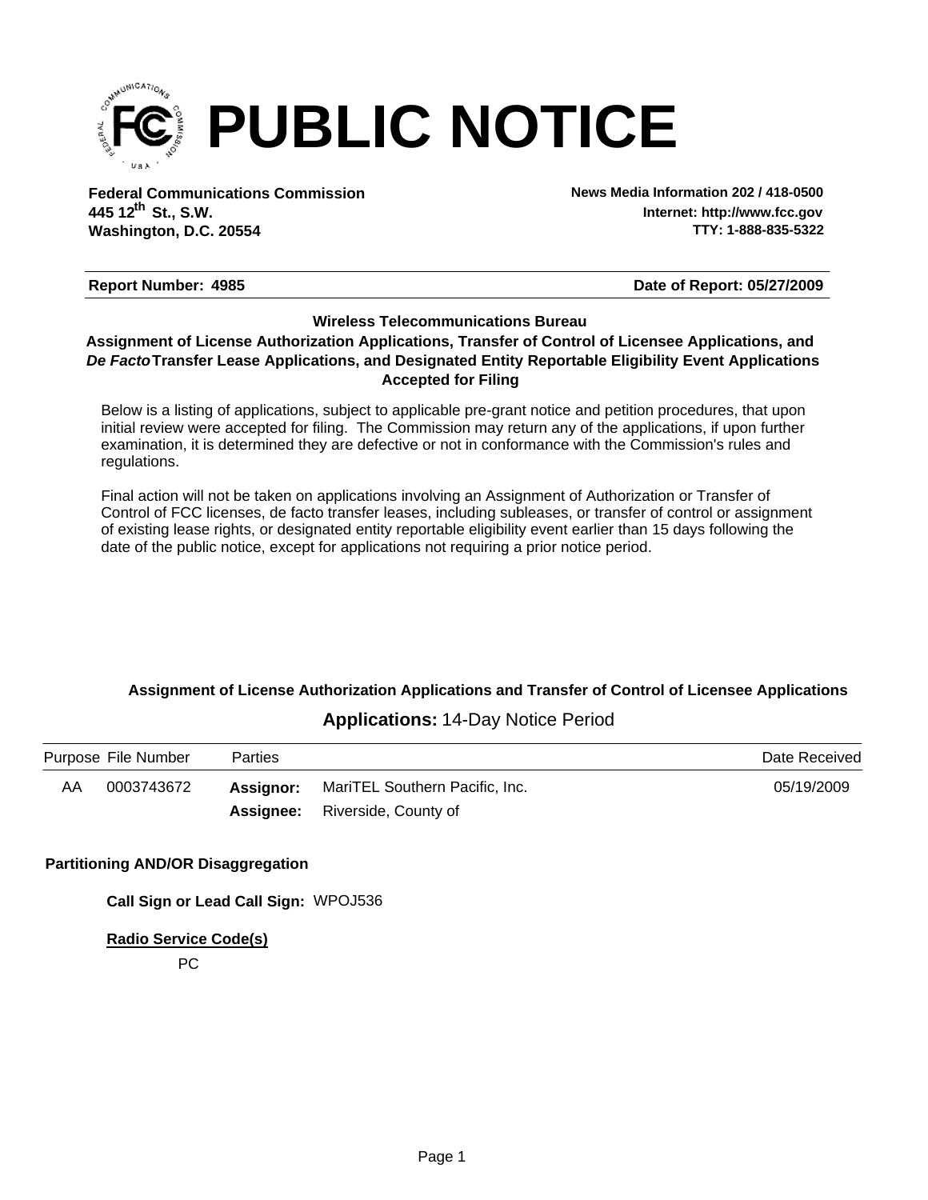# PUBLIC NOTICE

**Federal Communications Commission**
**445 12th St., S.W.**
**Washington, D.C. 20554**

**News Media Information 202 / 418-0500**
**Internet: http://www.fcc.gov**
**TTY: 1-888-835-5322**

**Report Number: 4985** | **Date of Report: 05/27/2009**

### Wireless Telecommunications Bureau

### Assignment of License Authorization Applications, Transfer of Control of Licensee Applications, and *De Facto* Transfer Lease Applications, and Designated Entity Reportable Eligibility Event Applications Accepted for Filing

Below is a listing of applications, subject to applicable pre-grant notice and petition procedures, that upon initial review were accepted for filing. The Commission may return any of the applications, if upon further examination, it is determined they are defective or not in conformance with the Commission's rules and regulations.

Final action will not be taken on applications involving an Assignment of Authorization or Transfer of Control of FCC licenses, de facto transfer leases, including subleases, or transfer of control or assignment of existing lease rights, or designated entity reportable eligibility event earlier than 15 days following the date of the public notice, except for applications not requiring a prior notice period.

#### Assignment of License Authorization Applications and Transfer of Control of Licensee Applications

**Applications:** 14-Day Notice Period

| Purpose | File Number | Parties | | Date Received |
|---|---|---|---|---|
| AA | 0003743672 | **Assignor:** | MariTEL Southern Pacific, Inc. | 05/19/2009 |
| | | **Assignee:** | Riverside, County of | |

**Partitioning AND/OR Disaggregation**

**Call Sign or Lead Call Sign:** WPOJ536

**Radio Service Code(s)**

PC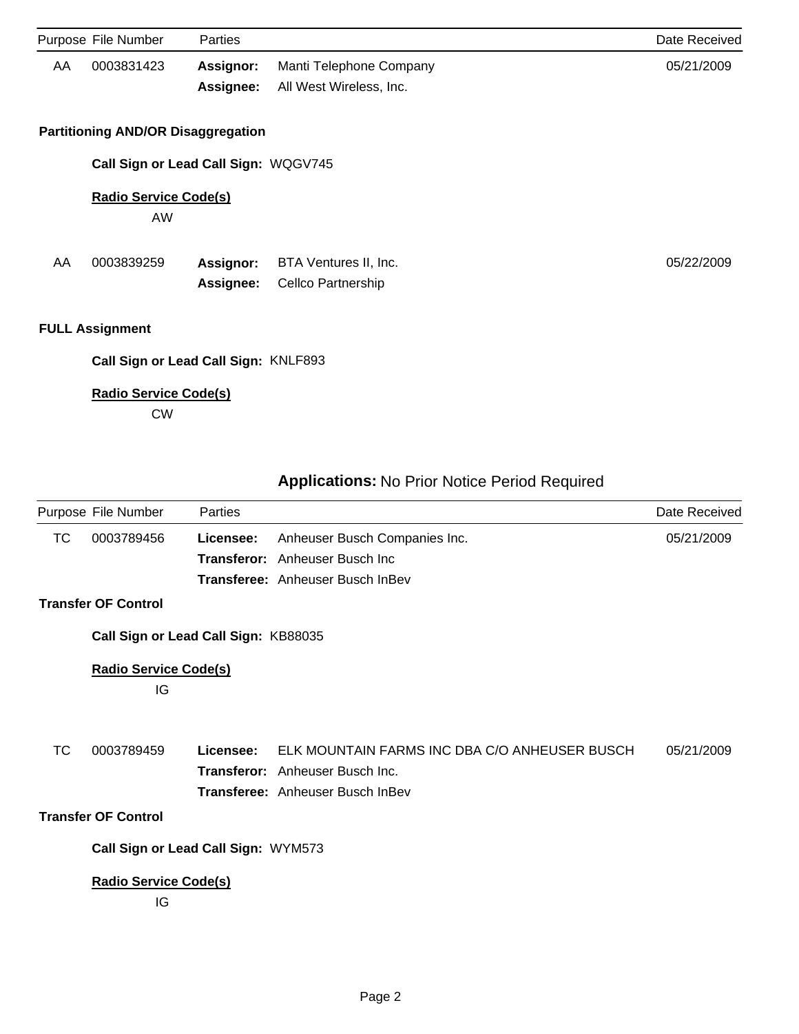| Purpose | File Number | Parties | | Date Received |
|---|---|---|---|---|
| AA | 0003831423 | **Assignor:** | Manti Telephone Company | 05/21/2009 |
| | | **Assignee:** | All West Wireless, Inc. | |

**Partitioning AND/OR Disaggregation**

**Call Sign or Lead Call Sign:** WQGV745

**Radio Service Code(s)**

AW

| Purpose | File Number | Parties | | Date Received |
|---|---|---|---|---|
| AA | 0003839259 | **Assignor:** | BTA Ventures II, Inc. | 05/22/2009 |
| | | **Assignee:** | Cellco Partnership | |

**FULL Assignment**

**Call Sign or Lead Call Sign:** KNLF893

**Radio Service Code(s)**

CW

## Applications: No Prior Notice Period Required

| Purpose | File Number | Parties | | Date Received |
|---|---|---|---|---|
| TC | 0003789456 | **Licensee:** | Anheuser Busch Companies Inc. | 05/21/2009 |
| | | **Transferor:** | Anheuser Busch Inc | |
| | | **Transferee:** | Anheuser Busch InBev | |

**Transfer OF Control**

**Call Sign or Lead Call Sign:** KB88035

**Radio Service Code(s)**

IG

| Purpose | File Number | Parties | | Date Received |
|---|---|---|---|---|
| TC | 0003789459 | **Licensee:** | ELK MOUNTAIN FARMS INC DBA C/O ANHEUSER BUSCH | 05/21/2009 |
| | | **Transferor:** | Anheuser Busch Inc. | |
| | | **Transferee:** | Anheuser Busch InBev | |

**Transfer OF Control**

**Call Sign or Lead Call Sign:** WYM573

**Radio Service Code(s)**

IG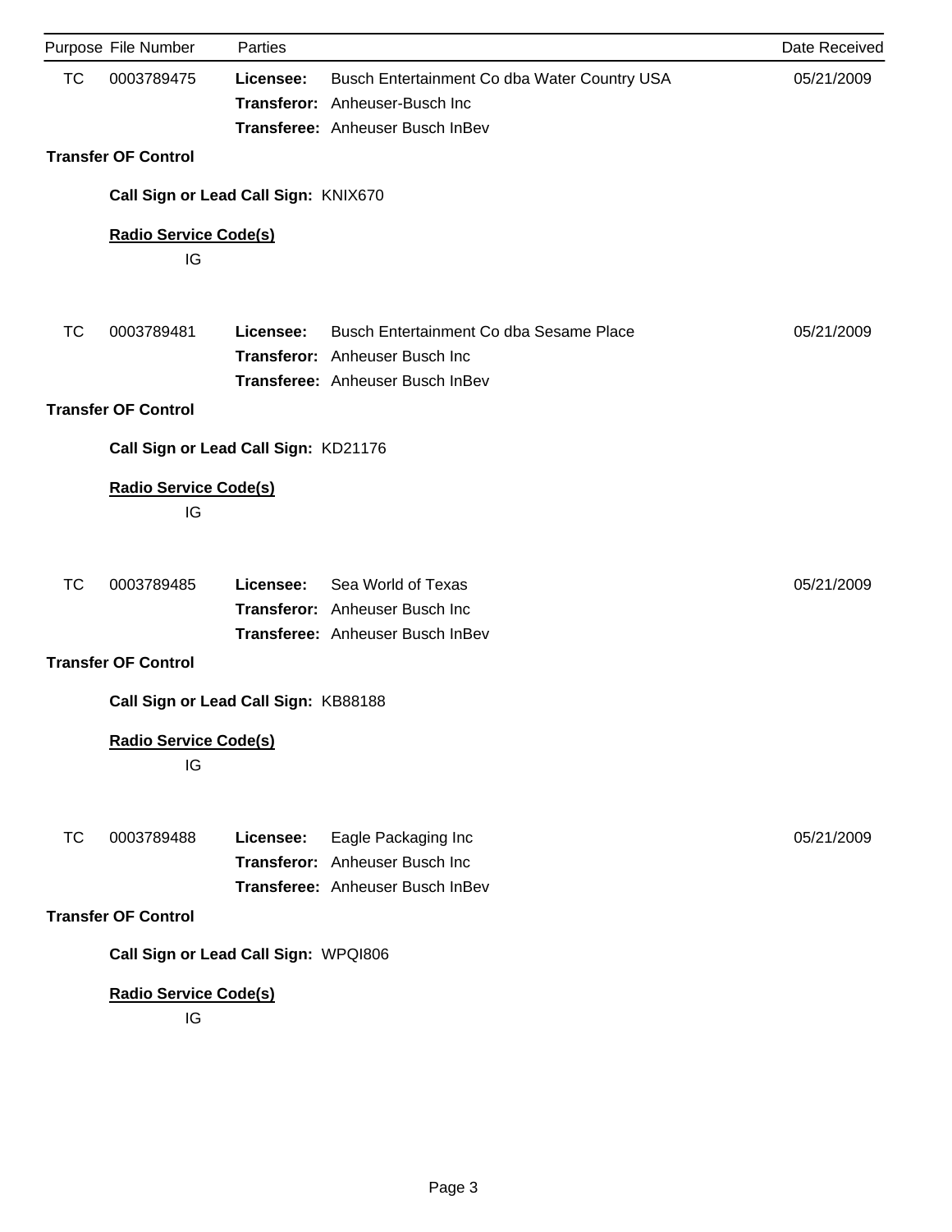| Purpose | File Number | Parties | | Date Received |
|---|---|---|---|---|
| TC | 0003789475 | **Licensee:** | Busch Entertainment Co dba Water Country USA | 05/21/2009 |
| | | **Transferor:** | Anheuser-Busch Inc | |
| | | **Transferee:** | Anheuser Busch InBev | |

**Transfer OF Control**

**Call Sign or Lead Call Sign:** KNIX670

**Radio Service Code(s)**

IG

| Purpose | File Number | Parties | | Date Received |
|---|---|---|---|---|
| TC | 0003789481 | **Licensee:** | Busch Entertainment Co dba Sesame Place | 05/21/2009 |
| | | **Transferor:** | Anheuser Busch Inc | |
| | | **Transferee:** | Anheuser Busch InBev | |

**Transfer OF Control**

**Call Sign or Lead Call Sign:** KD21176

**Radio Service Code(s)**

IG

| Purpose | File Number | Parties | | Date Received |
|---|---|---|---|---|
| TC | 0003789485 | **Licensee:** | Sea World of Texas | 05/21/2009 |
| | | **Transferor:** | Anheuser Busch Inc | |
| | | **Transferee:** | Anheuser Busch InBev | |

**Transfer OF Control**

**Call Sign or Lead Call Sign:** KB88188

**Radio Service Code(s)**

IG

| Purpose | File Number | Parties | | Date Received |
|---|---|---|---|---|
| TC | 0003789488 | **Licensee:** | Eagle Packaging Inc | 05/21/2009 |
| | | **Transferor:** | Anheuser Busch Inc | |
| | | **Transferee:** | Anheuser Busch InBev | |

**Transfer OF Control**

**Call Sign or Lead Call Sign:** WPQI806

**Radio Service Code(s)**

IG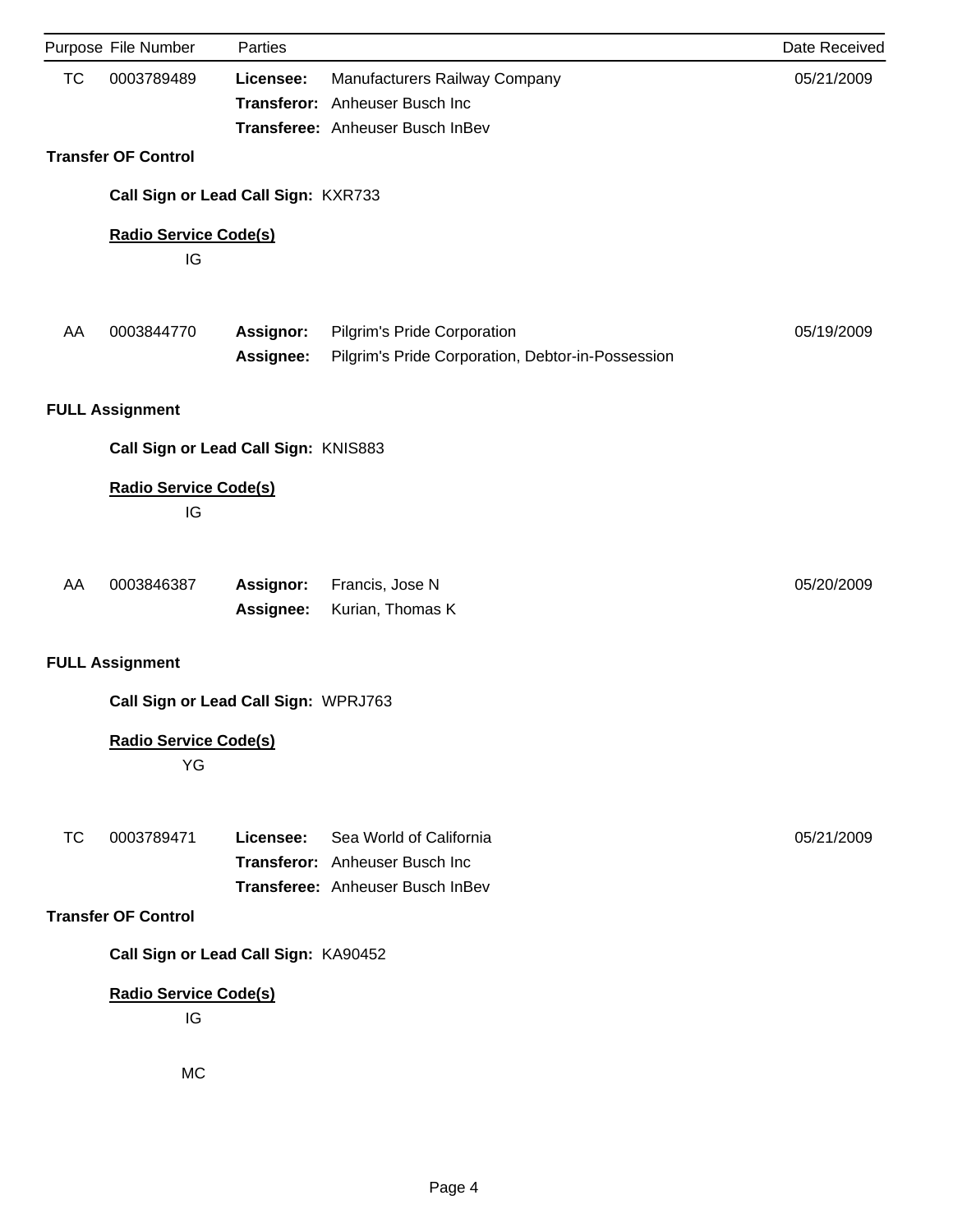| Purpose | File Number | Parties | | Date Received |
|---|---|---|---|---|
| TC | 0003789489 | **Licensee:** | Manufacturers Railway Company | 05/21/2009 |
| | | **Transferor:** | Anheuser Busch Inc | |
| | | **Transferee:** | Anheuser Busch InBev | |

**Transfer OF Control**

**Call Sign or Lead Call Sign:** KXR733

**Radio Service Code(s)**

IG

| Purpose | File Number | Parties | | Date Received |
|---|---|---|---|---|
| AA | 0003844770 | **Assignor:** | Pilgrim's Pride Corporation | 05/19/2009 |
| | | **Assignee:** | Pilgrim's Pride Corporation, Debtor-in-Possession | |

**FULL Assignment**

**Call Sign or Lead Call Sign:** KNIS883

**Radio Service Code(s)**

IG

| Purpose | File Number | Parties | | Date Received |
|---|---|---|---|---|
| AA | 0003846387 | **Assignor:** | Francis, Jose N | 05/20/2009 |
| | | **Assignee:** | Kurian, Thomas K | |

**FULL Assignment**

**Call Sign or Lead Call Sign:** WPRJ763

**Radio Service Code(s)**

YG

| Purpose | File Number | Parties | | Date Received |
|---|---|---|---|---|
| TC | 0003789471 | **Licensee:** | Sea World of California | 05/21/2009 |
| | | **Transferor:** | Anheuser Busch Inc | |
| | | **Transferee:** | Anheuser Busch InBev | |

**Transfer OF Control**

**Call Sign or Lead Call Sign:** KA90452

**Radio Service Code(s)**

IG

MC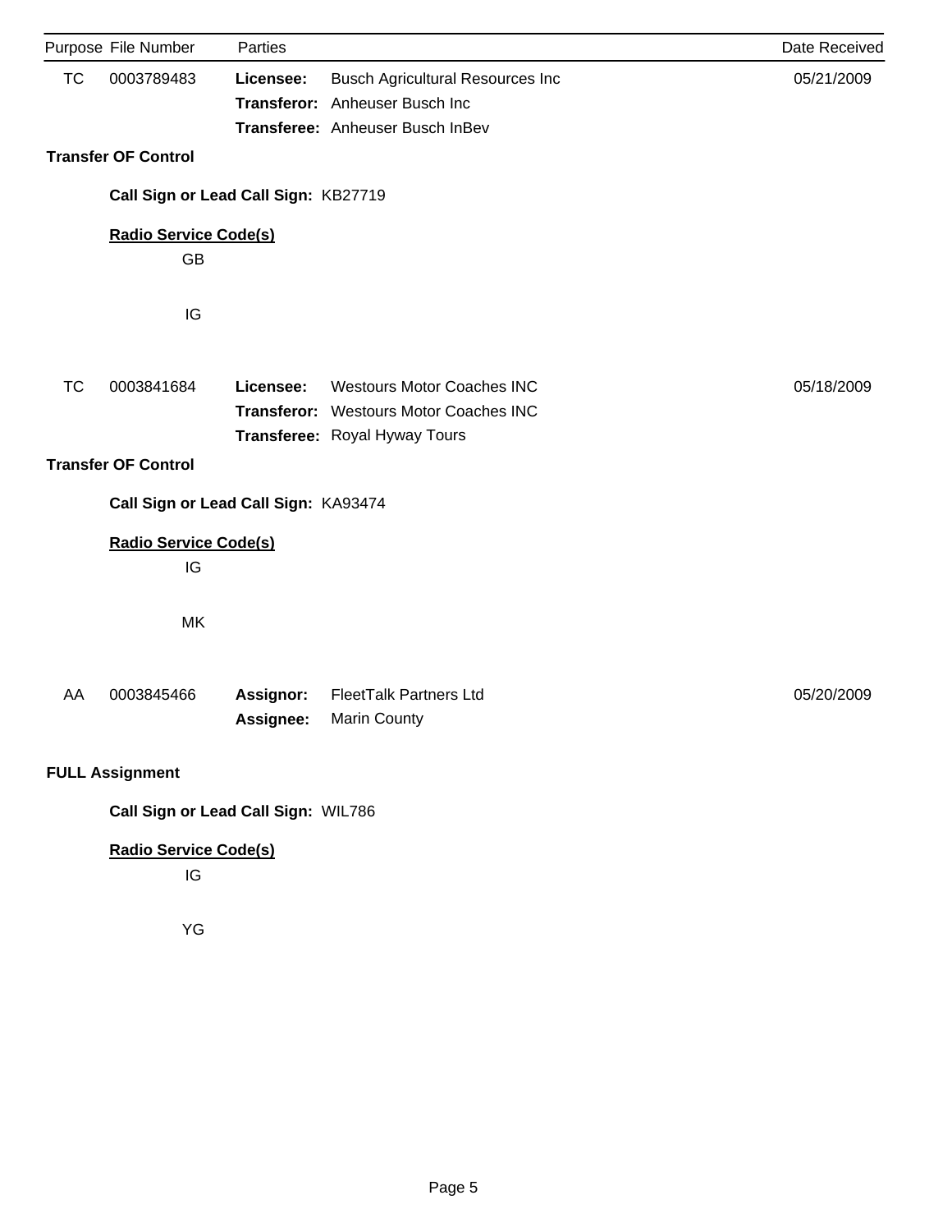| Purpose | File Number | Parties | | Date Received |
|---|---|---|---|---|
| TC | 0003789483 | **Licensee:** | Busch Agricultural Resources Inc | 05/21/2009 |
| | | **Transferor:** | Anheuser Busch Inc | |
| | | **Transferee:** | Anheuser Busch InBev | |

**Transfer OF Control**

**Call Sign or Lead Call Sign:** KB27719

**Radio Service Code(s)**

GB

IG

| Purpose | File Number | Parties | | Date Received |
|---|---|---|---|---|
| TC | 0003841684 | **Licensee:** | Westours Motor Coaches INC | 05/18/2009 |
| | | **Transferor:** | Westours Motor Coaches INC | |
| | | **Transferee:** | Royal Hyway Tours | |

**Transfer OF Control**

**Call Sign or Lead Call Sign:** KA93474

**Radio Service Code(s)**

IG

MK

| Purpose | File Number | Parties | | Date Received |
|---|---|---|---|---|
| AA | 0003845466 | **Assignor:** | FleetTalk Partners Ltd | 05/20/2009 |
| | | **Assignee:** | Marin County | |

**FULL Assignment**

**Call Sign or Lead Call Sign:** WIL786

**Radio Service Code(s)**

IG

YG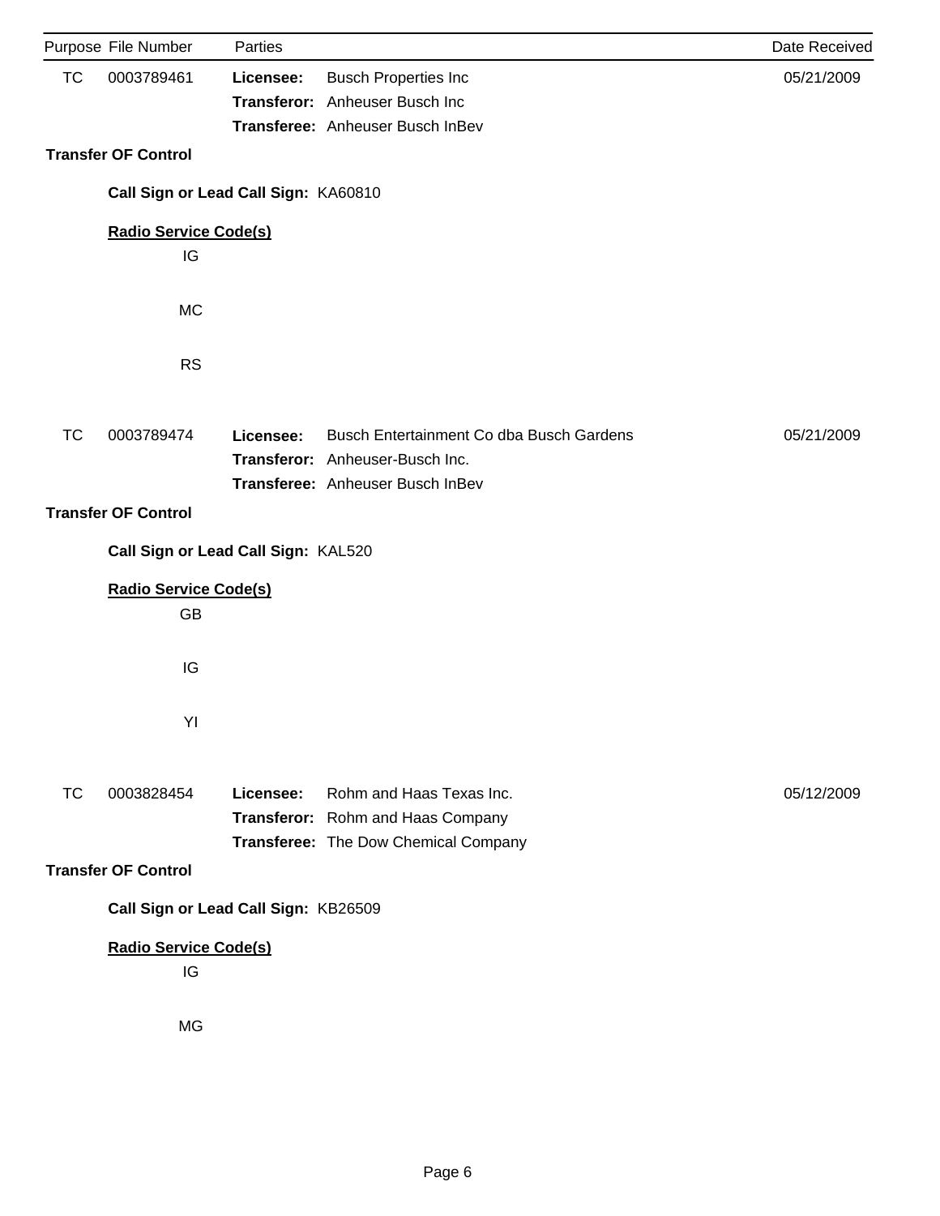| Purpose | File Number | Parties | | Date Received |
|---|---|---|---|---|
| TC | 0003789461 | **Licensee:** | Busch Properties Inc | 05/21/2009 |
| | | **Transferor:** | Anheuser Busch Inc | |
| | | **Transferee:** | Anheuser Busch InBev | |

**Transfer OF Control**

**Call Sign or Lead Call Sign:** KA60810

**Radio Service Code(s)**

IG

MC

RS

| Purpose | File Number | Parties | | Date Received |
|---|---|---|---|---|
| TC | 0003789474 | **Licensee:** | Busch Entertainment Co dba Busch Gardens | 05/21/2009 |
| | | **Transferor:** | Anheuser-Busch Inc. | |
| | | **Transferee:** | Anheuser Busch InBev | |

**Transfer OF Control**

**Call Sign or Lead Call Sign:** KAL520

**Radio Service Code(s)**

GB

IG

YI

| Purpose | File Number | Parties | | Date Received |
|---|---|---|---|---|
| TC | 0003828454 | **Licensee:** | Rohm and Haas Texas Inc. | 05/12/2009 |
| | | **Transferor:** | Rohm and Haas Company | |
| | | **Transferee:** | The Dow Chemical Company | |

**Transfer OF Control**

**Call Sign or Lead Call Sign:** KB26509

**Radio Service Code(s)**

IG

MG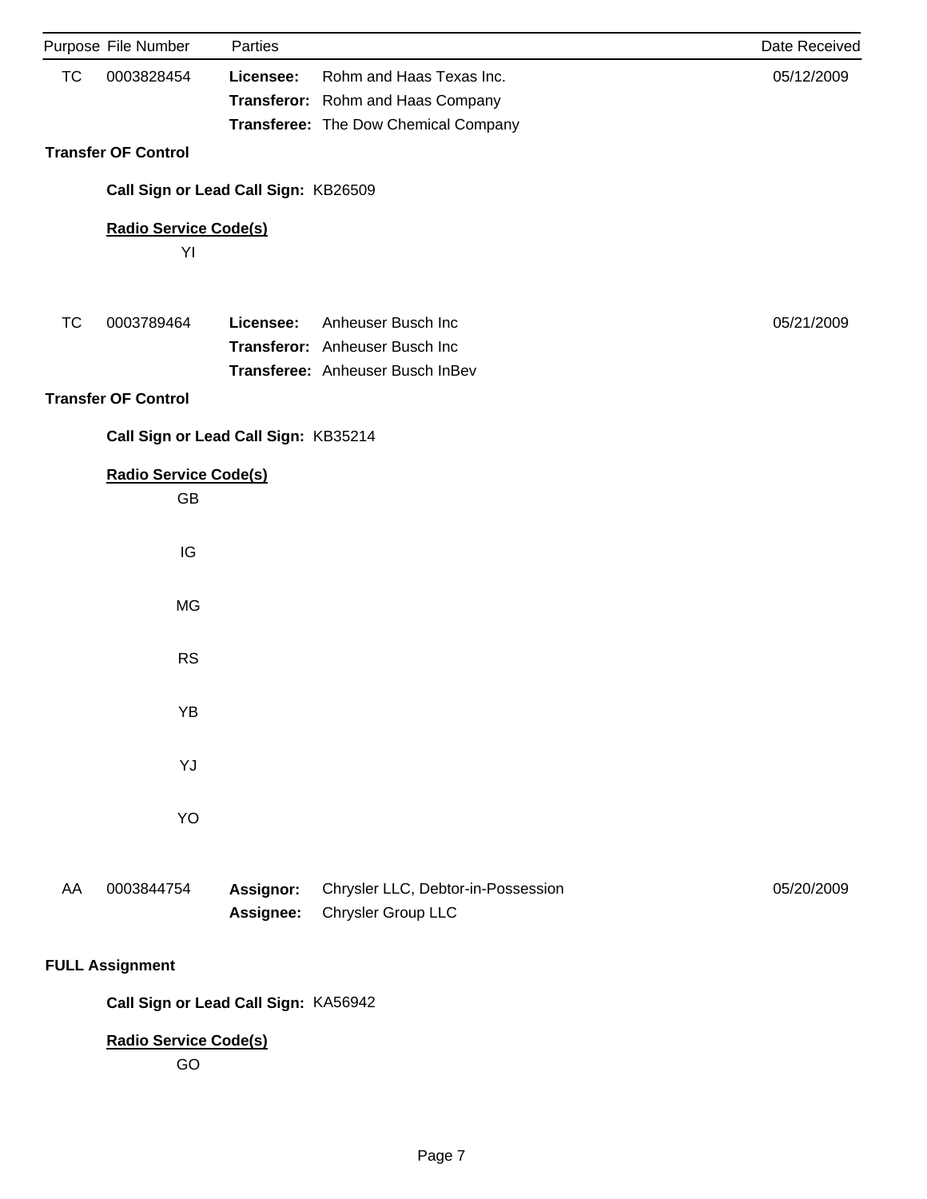| Purpose | File Number | Parties | | Date Received |
|---|---|---|---|---|
| TC | 0003828454 | **Licensee:** | Rohm and Haas Texas Inc. | 05/12/2009 |
| | | **Transferor:** | Rohm and Haas Company | |
| | | **Transferee:** | The Dow Chemical Company | |

**Transfer OF Control**

**Call Sign or Lead Call Sign:** KB26509

**Radio Service Code(s)**

YI

| Purpose | File Number | Parties | | Date Received |
|---|---|---|---|---|
| TC | 0003789464 | **Licensee:** | Anheuser Busch Inc | 05/21/2009 |
| | | **Transferor:** | Anheuser Busch Inc | |
| | | **Transferee:** | Anheuser Busch InBev | |

**Transfer OF Control**

**Call Sign or Lead Call Sign:** KB35214

**Radio Service Code(s)**

GB

IG

MG

RS

YB

YJ

YO

| Purpose | File Number | Parties | | Date Received |
|---|---|---|---|---|
| AA | 0003844754 | **Assignor:** | Chrysler LLC, Debtor-in-Possession | 05/20/2009 |
| | | **Assignee:** | Chrysler Group LLC | |

**FULL Assignment**

**Call Sign or Lead Call Sign:** KA56942

**Radio Service Code(s)**

GO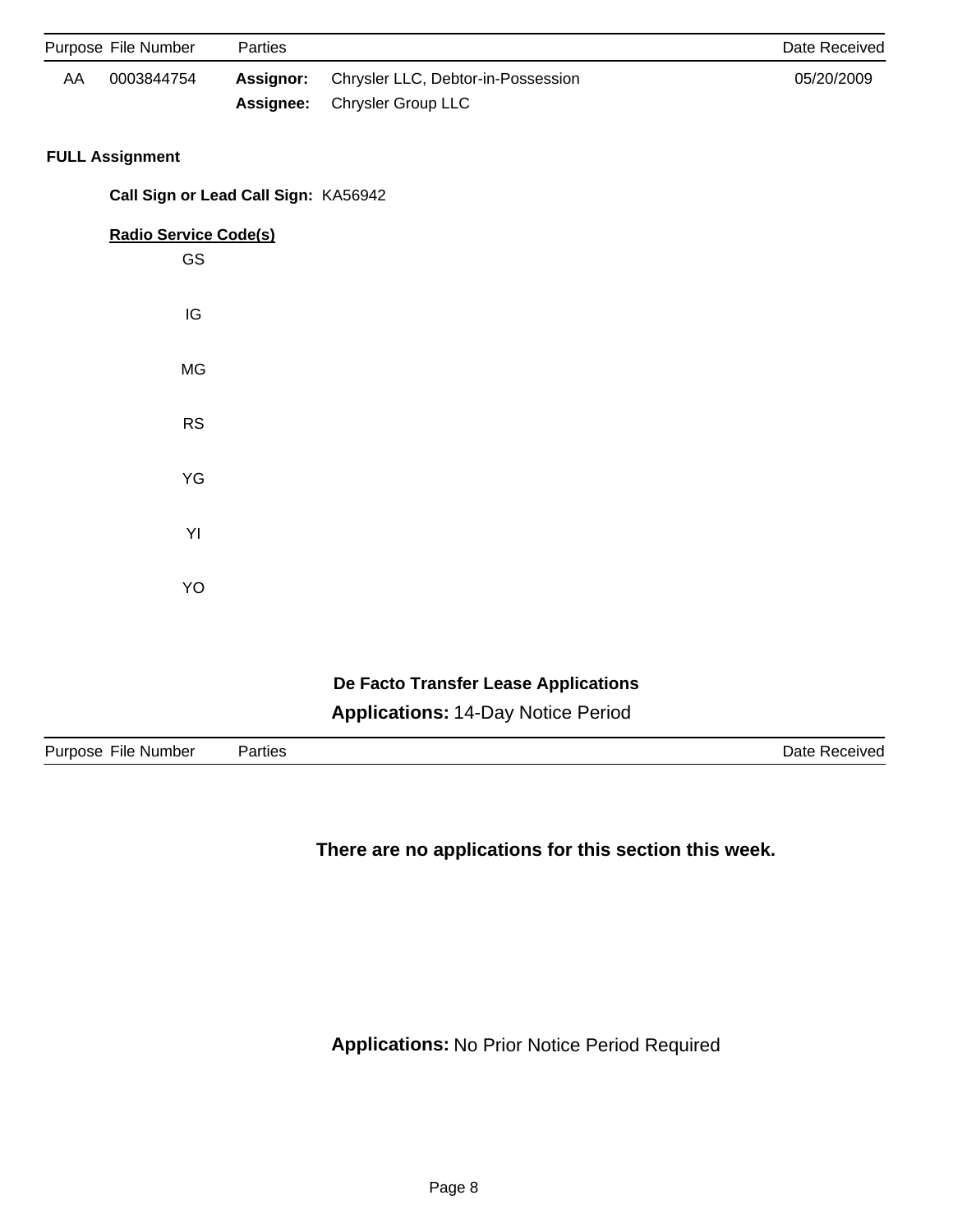| Purpose | File Number | Parties | | Date Received |
|---|---|---|---|---|
| AA | 0003844754 | **Assignor:** | Chrysler LLC, Debtor-in-Possession | 05/20/2009 |
| | | **Assignee:** | Chrysler Group LLC | |

**FULL Assignment**

**Call Sign or Lead Call Sign:** KA56942

**Radio Service Code(s)**

GS

IG

MG

RS

YG

YI

YO

## De Facto Transfer Lease Applications

### **Applications:** 14-Day Notice Period

| Purpose | File Number | Parties | Date Received |
|---|---|---|---|

**There are no applications for this section this week.**

### **Applications:** No Prior Notice Period Required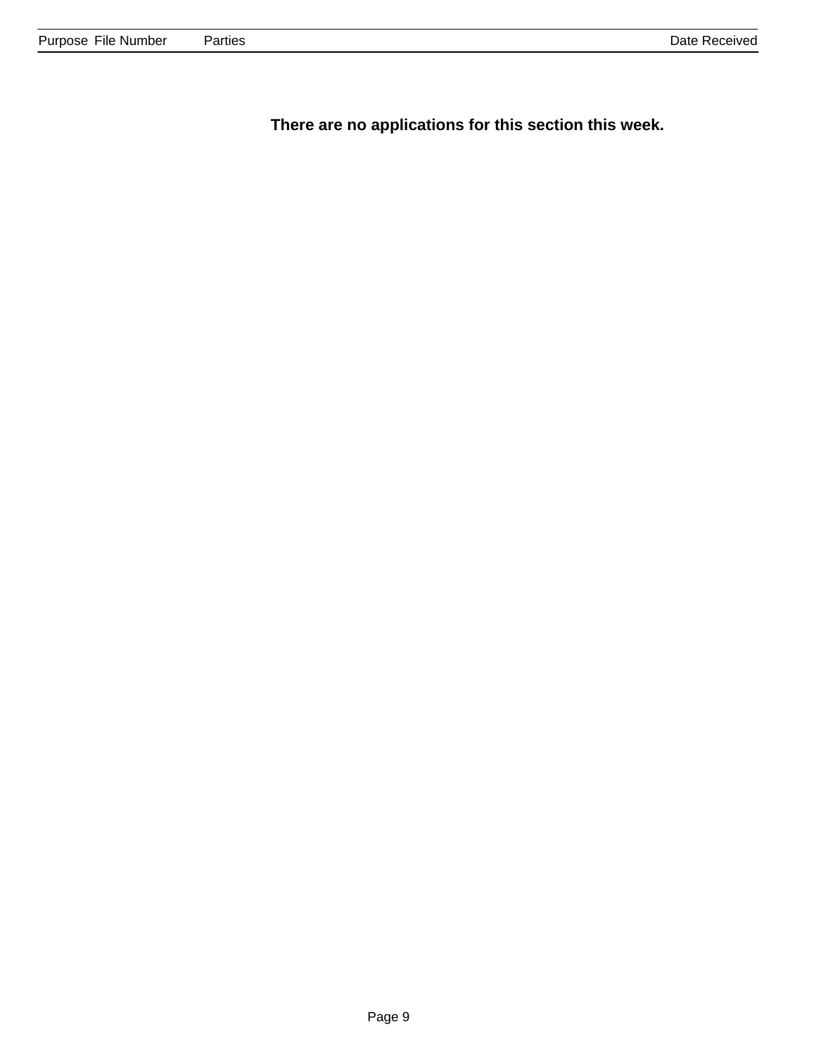| Purpose | File Number | Parties | Date Received |
| --- | --- | --- | --- |

**There are no applications for this section this week.**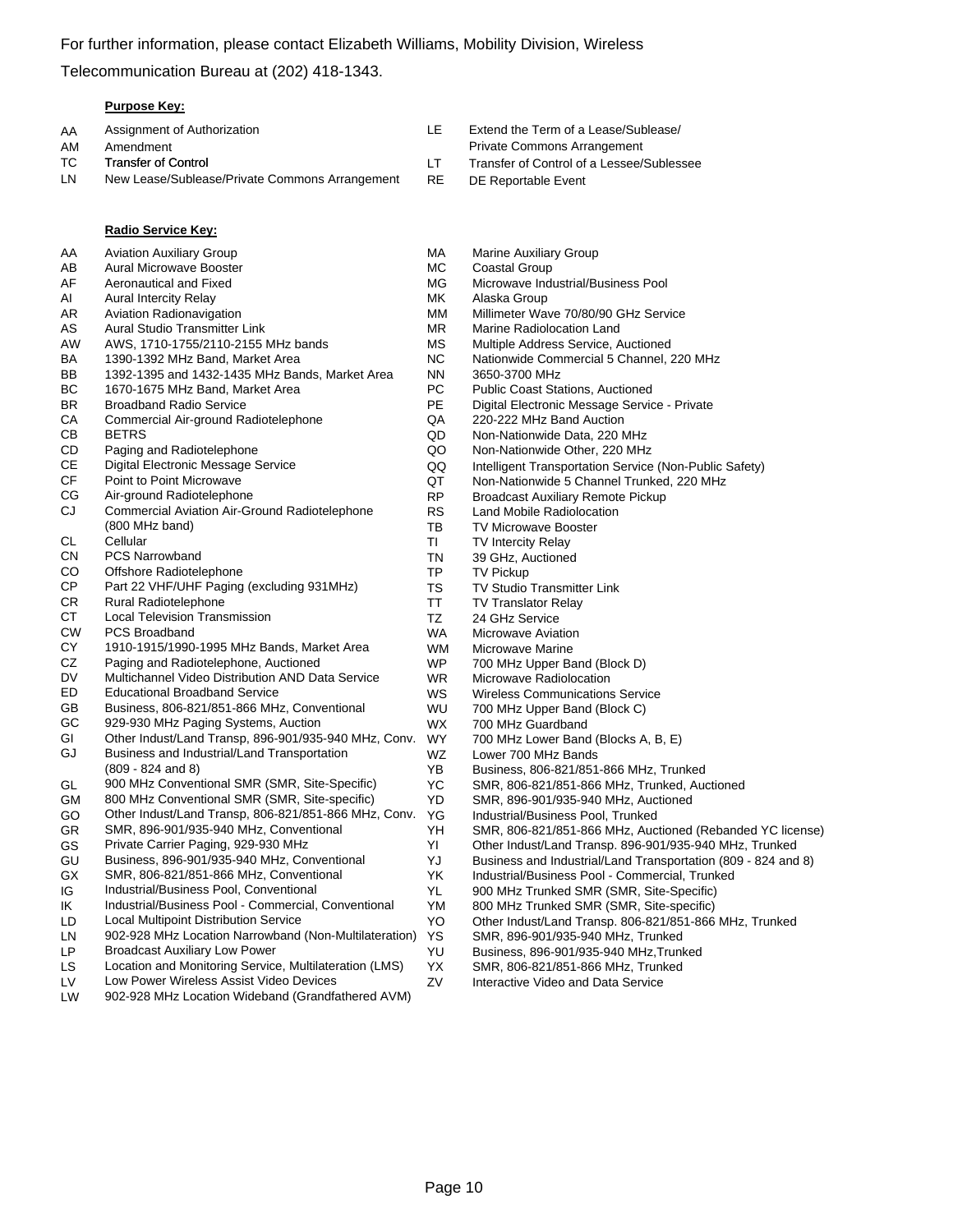For further information, please contact Elizabeth Williams, Mobility Division, Wireless Telecommunication Bureau at (202) 418-1343.

**Purpose Key:**

| Code | Description | Code | Description |
|---|---|---|---|
| AA | Assignment of Authorization | LE | Extend the Term of a Lease/Sublease/ Private Commons Arrangement |
| AM | Amendment | | |
| TC | Transfer of Control | LT | Transfer of Control of a Lessee/Sublessee |
| LN | New Lease/Sublease/Private Commons Arrangement | RE | DE Reportable Event |

**Radio Service Key:**

| Code | Description | Code | Description |
|---|---|---|---|
| AA | Aviation Auxiliary Group | MA | Marine Auxiliary Group |
| AB | Aural Microwave Booster | MC | Coastal Group |
| AF | Aeronautical and Fixed | MG | Microwave Industrial/Business Pool |
| AI | Aural Intercity Relay | MK | Alaska Group |
| AR | Aviation Radionavigation | MM | Millimeter Wave 70/80/90 GHz Service |
| AS | Aural Studio Transmitter Link | MR | Marine Radiolocation Land |
| AW | AWS, 1710-1755/2110-2155 MHz bands | MS | Multiple Address Service, Auctioned |
| BA | 1390-1392 MHz Band, Market Area | NC | Nationwide Commercial 5 Channel, 220 MHz |
| BB | 1392-1395 and 1432-1435 MHz Bands, Market Area | NN | 3650-3700 MHz |
| BC | 1670-1675 MHz Band, Market Area | PC | Public Coast Stations, Auctioned |
| BR | Broadband Radio Service | PE | Digital Electronic Message Service - Private |
| CA | Commercial Air-ground Radiotelephone | QA | 220-222 MHz Band Auction |
| CB | BETRS | QD | Non-Nationwide Data, 220 MHz |
| CD | Paging and Radiotelephone | QO | Non-Nationwide Other, 220 MHz |
| CE | Digital Electronic Message Service | QQ | Intelligent Transportation Service (Non-Public Safety) |
| CF | Point to Point Microwave | QT | Non-Nationwide 5 Channel Trunked, 220 MHz |
| CG | Air-ground Radiotelephone | RP | Broadcast Auxiliary Remote Pickup |
| CJ | Commercial Aviation Air-Ground Radiotelephone (800 MHz band) | RS | Land Mobile Radiolocation |
| | | TB | TV Microwave Booster |
| CL | Cellular | TI | TV Intercity Relay |
| CN | PCS Narrowband | TN | 39 GHz, Auctioned |
| CO | Offshore Radiotelephone | TP | TV Pickup |
| CP | Part 22 VHF/UHF Paging (excluding 931MHz) | TS | TV Studio Transmitter Link |
| CR | Rural Radiotelephone | TT | TV Translator Relay |
| CT | Local Television Transmission | TZ | 24 GHz Service |
| CW | PCS Broadband | WA | Microwave Aviation |
| CY | 1910-1915/1990-1995 MHz Bands, Market Area | WM | Microwave Marine |
| CZ | Paging and Radiotelephone, Auctioned | WP | 700 MHz Upper Band (Block D) |
| DV | Multichannel Video Distribution AND Data Service | WR | Microwave Radiolocation |
| ED | Educational Broadband Service | WS | Wireless Communications Service |
| GB | Business, 806-821/851-866 MHz, Conventional | WU | 700 MHz Upper Band (Block C) |
| GC | 929-930 MHz Paging Systems, Auction | WX | 700 MHz Guardband |
| GI | Other Indust/Land Transp, 896-901/935-940 MHz, Conv. | WY | 700 MHz Lower Band (Blocks A, B, E) |
| GJ | Business and Industrial/Land Transportation (809 - 824 and 8) | WZ | Lower 700 MHz Bands |
| | | YB | Business, 806-821/851-866 MHz, Trunked |
| GL | 900 MHz Conventional SMR (SMR, Site-Specific) | YC | SMR, 806-821/851-866 MHz, Trunked, Auctioned |
| GM | 800 MHz Conventional SMR (SMR, Site-specific) | YD | SMR, 896-901/935-940 MHz, Auctioned |
| GO | Other Indust/Land Transp, 806-821/851-866 MHz, Conv. | YG | Industrial/Business Pool, Trunked |
| GR | SMR, 896-901/935-940 MHz, Conventional | YH | SMR, 806-821/851-866 MHz, Auctioned (Rebanded YC license) |
| GS | Private Carrier Paging, 929-930 MHz | YI | Other Indust/Land Transp. 896-901/935-940 MHz, Trunked |
| GU | Business, 896-901/935-940 MHz, Conventional | YJ | Business and Industrial/Land Transportation (809 - 824 and 8) |
| GX | SMR, 806-821/851-866 MHz, Conventional | YK | Industrial/Business Pool - Commercial, Trunked |
| IG | Industrial/Business Pool, Conventional | YL | 900 MHz Trunked SMR (SMR, Site-Specific) |
| IK | Industrial/Business Pool - Commercial, Conventional | YM | 800 MHz Trunked SMR (SMR, Site-specific) |
| LD | Local Multipoint Distribution Service | YO | Other Indust/Land Transp. 806-821/851-866 MHz, Trunked |
| LN | 902-928 MHz Location Narrowband (Non-Multilateration) | YS | SMR, 896-901/935-940 MHz, Trunked |
| LP | Broadcast Auxiliary Low Power | YU | Business, 896-901/935-940 MHz,Trunked |
| LS | Location and Monitoring Service, Multilateration (LMS) | YX | SMR, 806-821/851-866 MHz, Trunked |
| LV | Low Power Wireless Assist Video Devices | ZV | Interactive Video and Data Service |
| LW | 902-928 MHz Location Wideband (Grandfathered AVM) | | |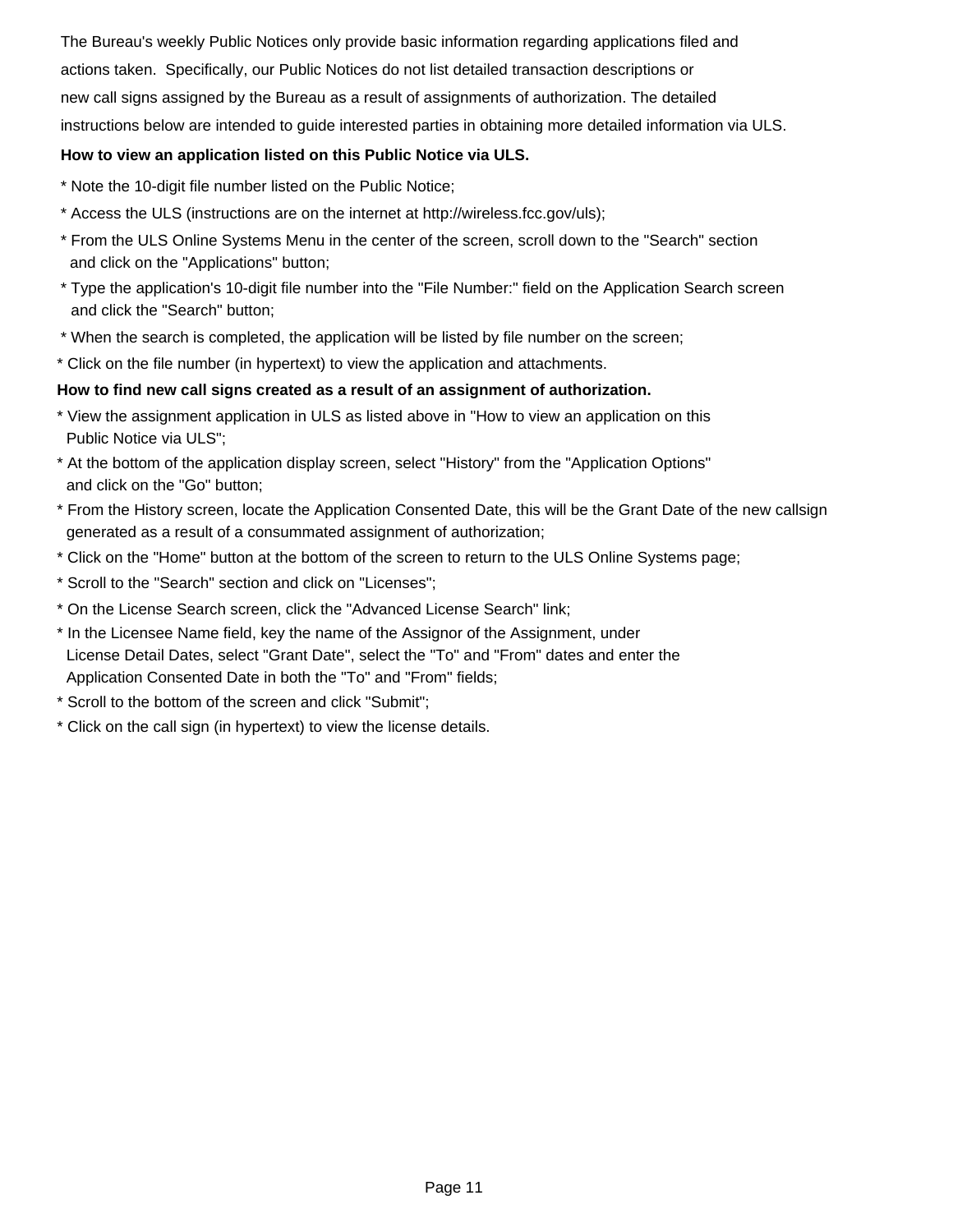The Bureau's weekly Public Notices only provide basic information regarding applications filed and actions taken. Specifically, our Public Notices do not list detailed transaction descriptions or new call signs assigned by the Bureau as a result of assignments of authorization. The detailed instructions below are intended to guide interested parties in obtaining more detailed information via ULS.

**How to view an application listed on this Public Notice via ULS.**

* Note the 10-digit file number listed on the Public Notice;
* Access the ULS (instructions are on the internet at http://wireless.fcc.gov/uls);
* From the ULS Online Systems Menu in the center of the screen, scroll down to the "Search" section and click on the "Applications" button;
* Type the application's 10-digit file number into the "File Number:" field on the Application Search screen and click the "Search" button;
* When the search is completed, the application will be listed by file number on the screen;
* Click on the file number (in hypertext) to view the application and attachments.

**How to find new call signs created as a result of an assignment of authorization.**

* View the assignment application in ULS as listed above in "How to view an application on this Public Notice via ULS";
* At the bottom of the application display screen, select "History" from the "Application Options" and click on the "Go" button;
* From the History screen, locate the Application Consented Date, this will be the Grant Date of the new callsign generated as a result of a consummated assignment of authorization;
* Click on the "Home" button at the bottom of the screen to return to the ULS Online Systems page;
* Scroll to the "Search" section and click on "Licenses";
* On the License Search screen, click the "Advanced License Search" link;
* In the Licensee Name field, key the name of the Assignor of the Assignment, under License Detail Dates, select "Grant Date", select the "To" and "From" dates and enter the Application Consented Date in both the "To" and "From" fields;
* Scroll to the bottom of the screen and click "Submit";
* Click on the call sign (in hypertext) to view the license details.